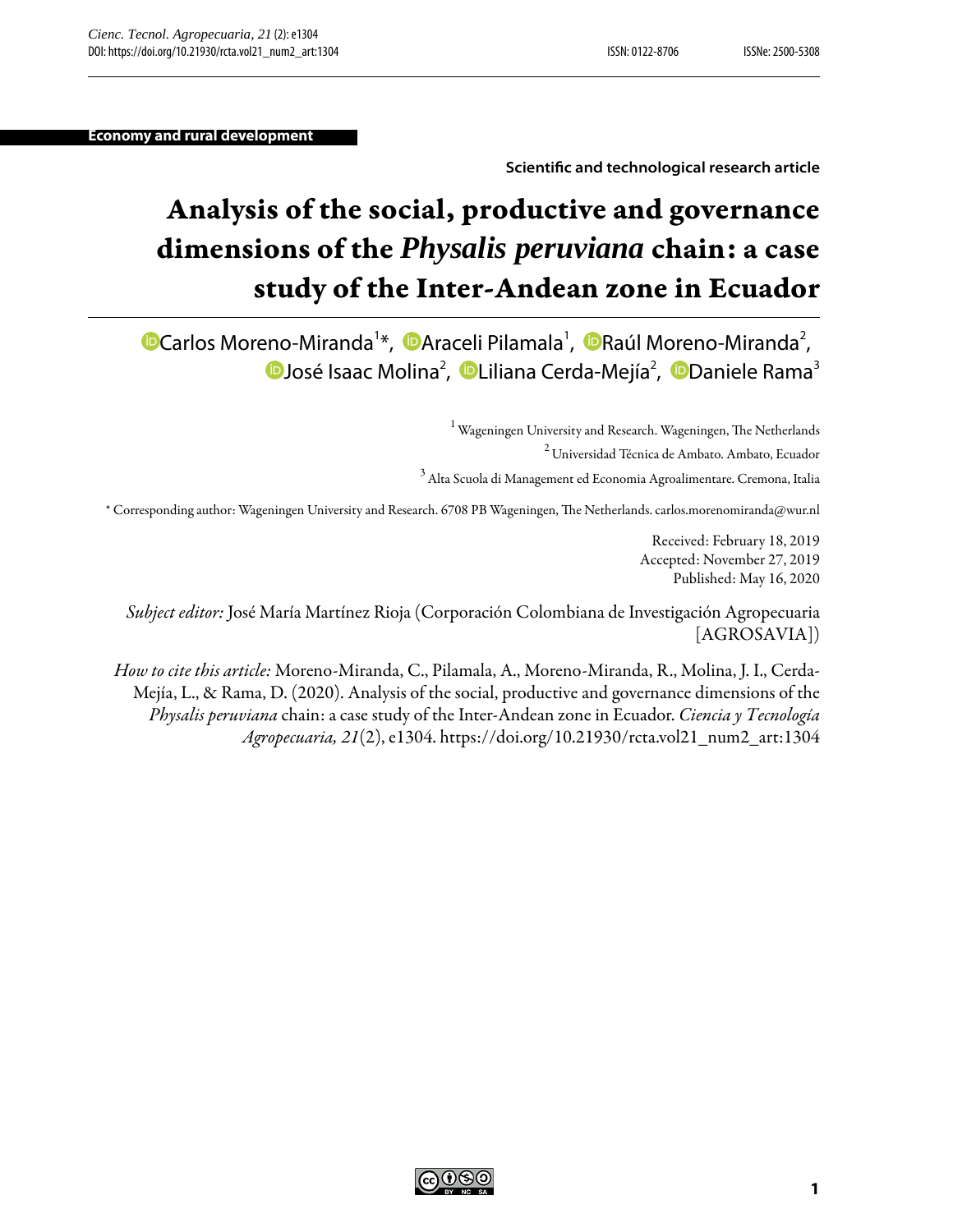Economy and rural development

**Scientific and technological research article**

# Analysis of the social, productive and governance dimensions of the *Physalis peruviana* chain: a case study of the Inter-Andean zone in Ecuador

Carlos Moreno-Miranda[1]*, Araceli Pilamala[1], Raúl Moreno-Miranda[2], José Isaac Molina[2], Liliana Cerda-Mejía[2], Daniele Rama[3]

[1] Wageningen University and Research. Wageningen, The Netherlands

[2] Universidad Técnica de Ambato. Ambato, Ecuador

[3] Alta Scuola di Management ed Economia Agroalimentare. Cremona, Italia

* Corresponding author: Wageningen University and Research. 6708 PB Wageningen, The Netherlands. carlos.morenomiranda@wur.nl

Received: February 18, 2019
Accepted: November 27, 2019
Published: May 16, 2020

*Subject editor:* José María Martínez Rioja (Corporación Colombiana de Investigación Agropecuaria [AGROSAVIA])

*How to cite this article:* Moreno-Miranda, C., Pilamala, A., Moreno-Miranda, R., Molina, J. I., Cerda-Mejía, L., & Rama, D. (2020). Analysis of the social, productive and governance dimensions of the *Physalis peruviana* chain: a case study of the Inter-Andean zone in Ecuador. *Ciencia y Tecnología Agropecuaria, 21*(2), e1304. https://doi.org/10.21930/rcta.vol21_num2_art:1304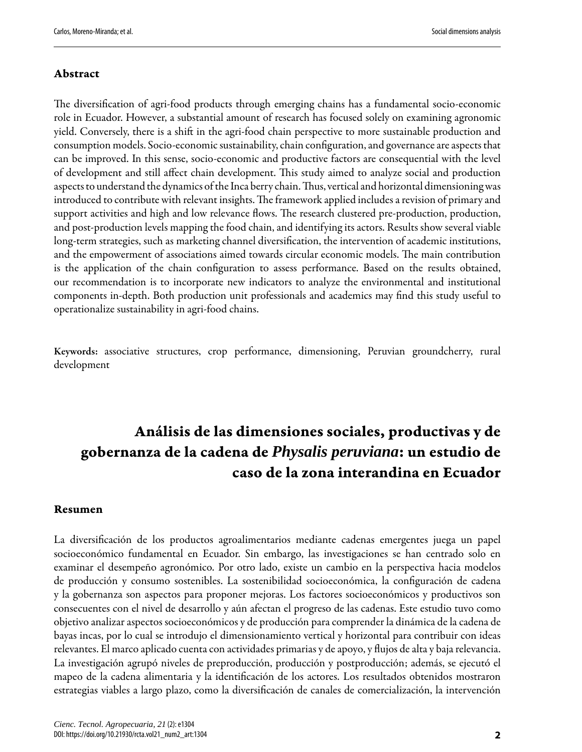## Abstract

The diversification of agri-food products through emerging chains has a fundamental socio-economic role in Ecuador. However, a substantial amount of research has focused solely on examining agronomic yield. Conversely, there is a shift in the agri-food chain perspective to more sustainable production and consumption models. Socio-economic sustainability, chain configuration, and governance are aspects that can be improved. In this sense, socio-economic and productive factors are consequential with the level of development and still affect chain development. This study aimed to analyze social and production aspects to understand the dynamics of the Inca berry chain. Thus, vertical and horizontal dimensioning was introduced to contribute with relevant insights. The framework applied includes a revision of primary and support activities and high and low relevance flows. The research clustered pre-production, production, and post-production levels mapping the food chain, and identifying its actors. Results show several viable long-term strategies, such as marketing channel diversification, the intervention of academic institutions, and the empowerment of associations aimed towards circular economic models. The main contribution is the application of the chain configuration to assess performance. Based on the results obtained, our recommendation is to incorporate new indicators to analyze the environmental and institutional components in-depth. Both production unit professionals and academics may find this study useful to operationalize sustainability in agri-food chains.

**Keywords:** associative structures, crop performance, dimensioning, Peruvian groundcherry, rural development

# Análisis de las dimensiones sociales, productivas y de gobernanza de la cadena de *Physalis peruviana*: un estudio de caso de la zona interandina en Ecuador

## Resumen

La diversificación de los productos agroalimentarios mediante cadenas emergentes juega un papel socioeconómico fundamental en Ecuador. Sin embargo, las investigaciones se han centrado solo en examinar el desempeño agronómico. Por otro lado, existe un cambio en la perspectiva hacia modelos de producción y consumo sostenibles. La sostenibilidad socioeconómica, la configuración de cadena y la gobernanza son aspectos para proponer mejoras. Los factores socioeconómicos y productivos son consecuentes con el nivel de desarrollo y aún afectan el progreso de las cadenas. Este estudio tuvo como objetivo analizar aspectos socioeconómicos y de producción para comprender la dinámica de la cadena de bayas incas, por lo cual se introdujo el dimensionamiento vertical y horizontal para contribuir con ideas relevantes. El marco aplicado cuenta con actividades primarias y de apoyo, y flujos de alta y baja relevancia. La investigación agrupó niveles de preproducción, producción y postproducción; además, se ejecutó el mapeo de la cadena alimentaria y la identificación de los actores. Los resultados obtenidos mostraron estrategias viables a largo plazo, como la diversificación de canales de comercialización, la intervención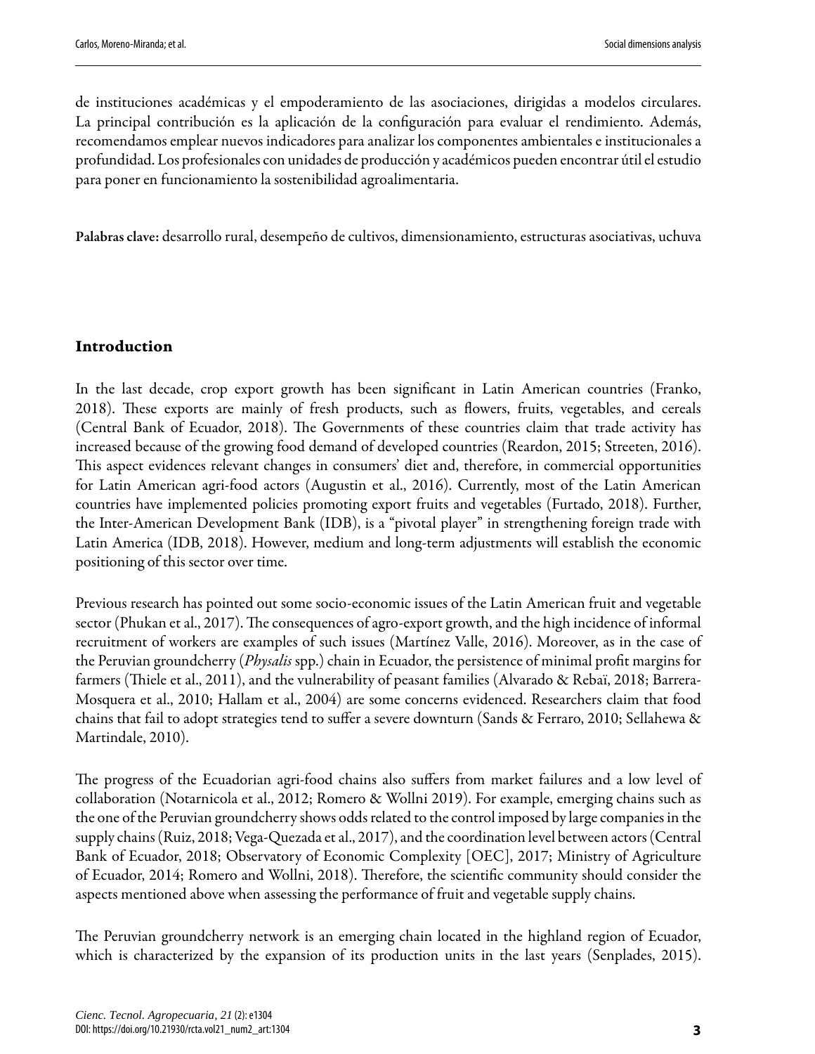de instituciones académicas y el empoderamiento de las asociaciones, dirigidas a modelos circulares. La principal contribución es la aplicación de la configuración para evaluar el rendimiento. Además, recomendamos emplear nuevos indicadores para analizar los componentes ambientales e institucionales a profundidad. Los profesionales con unidades de producción y académicos pueden encontrar útil el estudio para poner en funcionamiento la sostenibilidad agroalimentaria.

**Palabras clave:** desarrollo rural, desempeño de cultivos, dimensionamiento, estructuras asociativas, uchuva

## Introduction

In the last decade, crop export growth has been significant in Latin American countries (Franko, 2018). These exports are mainly of fresh products, such as flowers, fruits, vegetables, and cereals (Central Bank of Ecuador, 2018). The Governments of these countries claim that trade activity has increased because of the growing food demand of developed countries (Reardon, 2015; Streeten, 2016). This aspect evidences relevant changes in consumers' diet and, therefore, in commercial opportunities for Latin American agri-food actors (Augustin et al., 2016). Currently, most of the Latin American countries have implemented policies promoting export fruits and vegetables (Furtado, 2018). Further, the Inter-American Development Bank (IDB), is a "pivotal player" in strengthening foreign trade with Latin America (IDB, 2018). However, medium and long-term adjustments will establish the economic positioning of this sector over time.

Previous research has pointed out some socio-economic issues of the Latin American fruit and vegetable sector (Phukan et al., 2017). The consequences of agro-export growth, and the high incidence of informal recruitment of workers are examples of such issues (Martínez Valle, 2016). Moreover, as in the case of the Peruvian groundcherry (*Physalis* spp.) chain in Ecuador, the persistence of minimal profit margins for farmers (Thiele et al., 2011), and the vulnerability of peasant families (Alvarado & Rebaï, 2018; Barrera-Mosquera et al., 2010; Hallam et al., 2004) are some concerns evidenced. Researchers claim that food chains that fail to adopt strategies tend to suffer a severe downturn (Sands & Ferraro, 2010; Sellahewa & Martindale, 2010).

The progress of the Ecuadorian agri-food chains also suffers from market failures and a low level of collaboration (Notarnicola et al., 2012; Romero & Wollni 2019). For example, emerging chains such as the one of the Peruvian groundcherry shows odds related to the control imposed by large companies in the supply chains (Ruiz, 2018; Vega-Quezada et al., 2017), and the coordination level between actors (Central Bank of Ecuador, 2018; Observatory of Economic Complexity [OEC], 2017; Ministry of Agriculture of Ecuador, 2014; Romero and Wollni, 2018). Therefore, the scientific community should consider the aspects mentioned above when assessing the performance of fruit and vegetable supply chains.

The Peruvian groundcherry network is an emerging chain located in the highland region of Ecuador, which is characterized by the expansion of its production units in the last years (Senplades, 2015).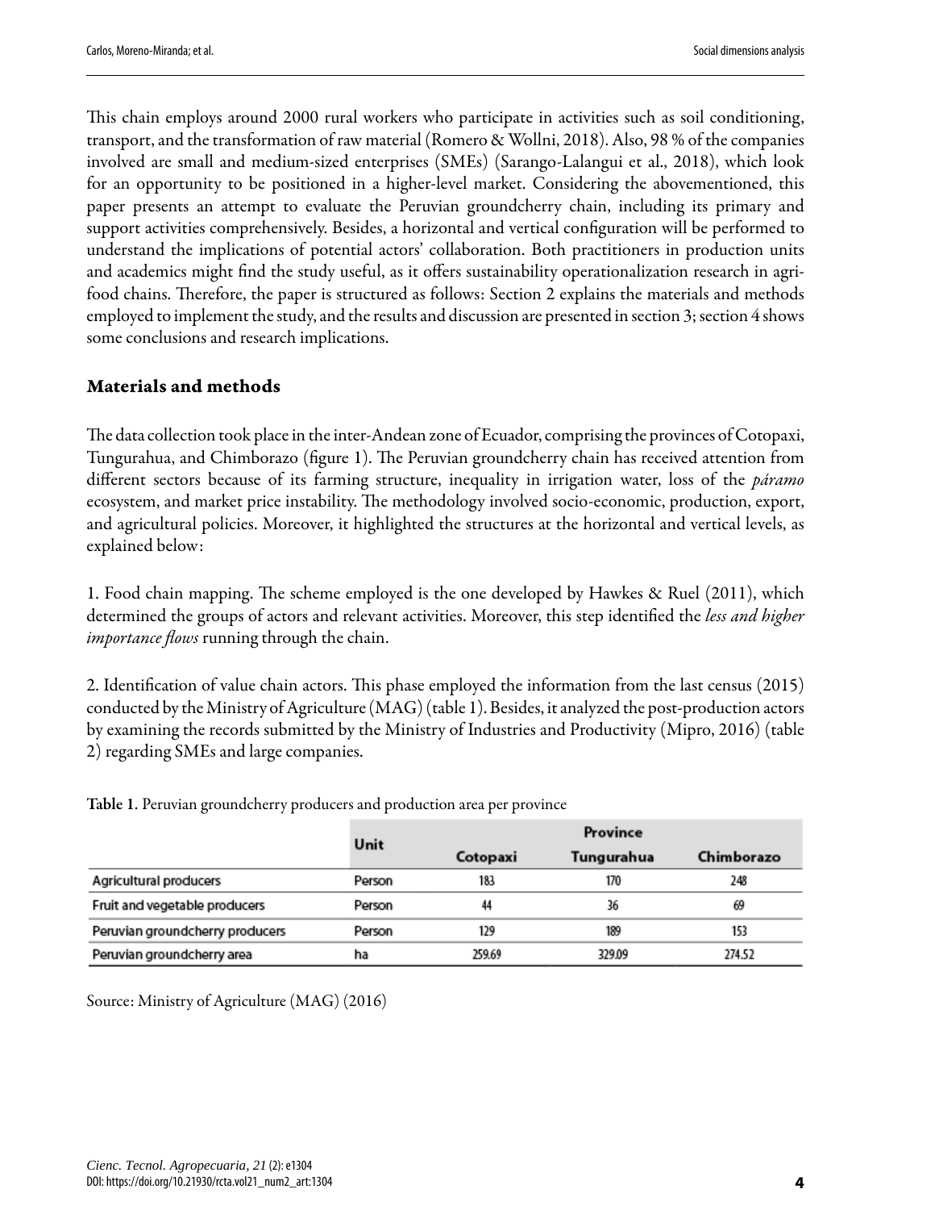This chain employs around 2000 rural workers who participate in activities such as soil conditioning, transport, and the transformation of raw material (Romero & Wollni, 2018). Also, 98 % of the companies involved are small and medium-sized enterprises (SMEs) (Sarango-Lalangui et al., 2018), which look for an opportunity to be positioned in a higher-level market. Considering the abovementioned, this paper presents an attempt to evaluate the Peruvian groundcherry chain, including its primary and support activities comprehensively. Besides, a horizontal and vertical configuration will be performed to understand the implications of potential actors' collaboration. Both practitioners in production units and academics might find the study useful, as it offers sustainability operationalization research in agri-food chains. Therefore, the paper is structured as follows: Section 2 explains the materials and methods employed to implement the study, and the results and discussion are presented in section 3; section 4 shows some conclusions and research implications.

## Materials and methods

The data collection took place in the inter-Andean zone of Ecuador, comprising the provinces of Cotopaxi, Tungurahua, and Chimborazo (figure 1). The Peruvian groundcherry chain has received attention from different sectors because of its farming structure, inequality in irrigation water, loss of the *páramo* ecosystem, and market price instability. The methodology involved socio-economic, production, export, and agricultural policies. Moreover, it highlighted the structures at the horizontal and vertical levels, as explained below:

1. Food chain mapping. The scheme employed is the one developed by Hawkes & Ruel (2011), which determined the groups of actors and relevant activities. Moreover, this step identified the *less and higher importance flows* running through the chain.

2. Identification of value chain actors. This phase employed the information from the last census (2015) conducted by the Ministry of Agriculture (MAG) (table 1). Besides, it analyzed the post-production actors by examining the records submitted by the Ministry of Industries and Productivity (Mipro, 2016) (table 2) regarding SMEs and large companies.

**Table 1.** Peruvian groundcherry producers and production area per province

| | Unit | Province | | |
|---|---|---|---|---|
| | | Cotopaxi | Tungurahua | Chimborazo |
| Agricultural producers | Person | 183 | 170 | 248 |
| Fruit and vegetable producers | Person | 44 | 36 | 69 |
| Peruvian groundcherry producers | Person | 129 | 189 | 153 |
| Peruvian groundcherry area | ha | 259.69 | 329.09 | 274.52 |

Source: Ministry of Agriculture (MAG) (2016)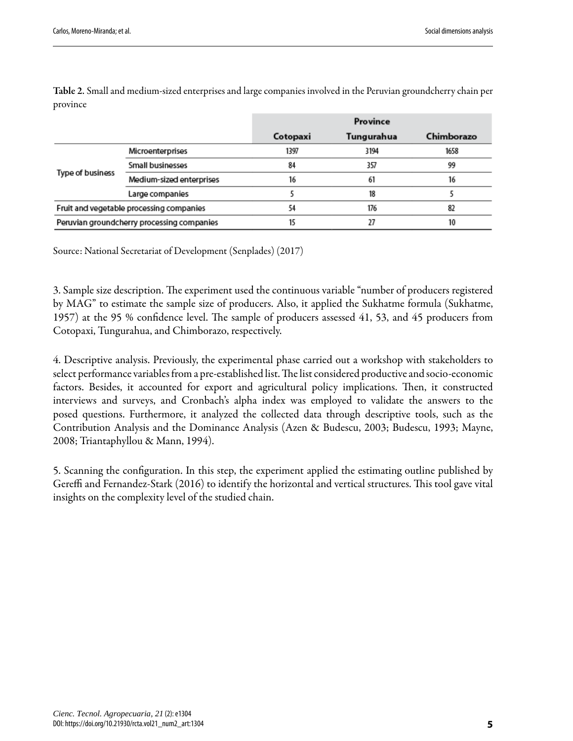**Table 2.** Small and medium-sized enterprises and large companies involved in the Peruvian groundcherry chain per province

| | | Province | | |
|---|---|---|---|---|
| | | Cotopaxi | Tungurahua | Chimborazo |
| Type of business | Microenterprises | 1397 | 3194 | 1658 |
| | Small businesses | 84 | 357 | 99 |
| | Medium-sized enterprises | 16 | 61 | 16 |
| | Large companies | 5 | 18 | 5 |
| Fruit and vegetable processing companies | | 54 | 176 | 82 |
| Peruvian groundcherry processing companies | | 15 | 27 | 10 |

Source: National Secretariat of Development (Senplades) (2017)

3. Sample size description. The experiment used the continuous variable "number of producers registered by MAG" to estimate the sample size of producers. Also, it applied the Sukhatme formula (Sukhatme, 1957) at the 95 % confidence level. The sample of producers assessed 41, 53, and 45 producers from Cotopaxi, Tungurahua, and Chimborazo, respectively.

4. Descriptive analysis. Previously, the experimental phase carried out a workshop with stakeholders to select performance variables from a pre-established list. The list considered productive and socio-economic factors. Besides, it accounted for export and agricultural policy implications. Then, it constructed interviews and surveys, and Cronbach's alpha index was employed to validate the answers to the posed questions. Furthermore, it analyzed the collected data through descriptive tools, such as the Contribution Analysis and the Dominance Analysis (Azen & Budescu, 2003; Budescu, 1993; Mayne, 2008; Triantaphyllou & Mann, 1994).

5. Scanning the configuration. In this step, the experiment applied the estimating outline published by Gereffi and Fernandez-Stark (2016) to identify the horizontal and vertical structures. This tool gave vital insights on the complexity level of the studied chain.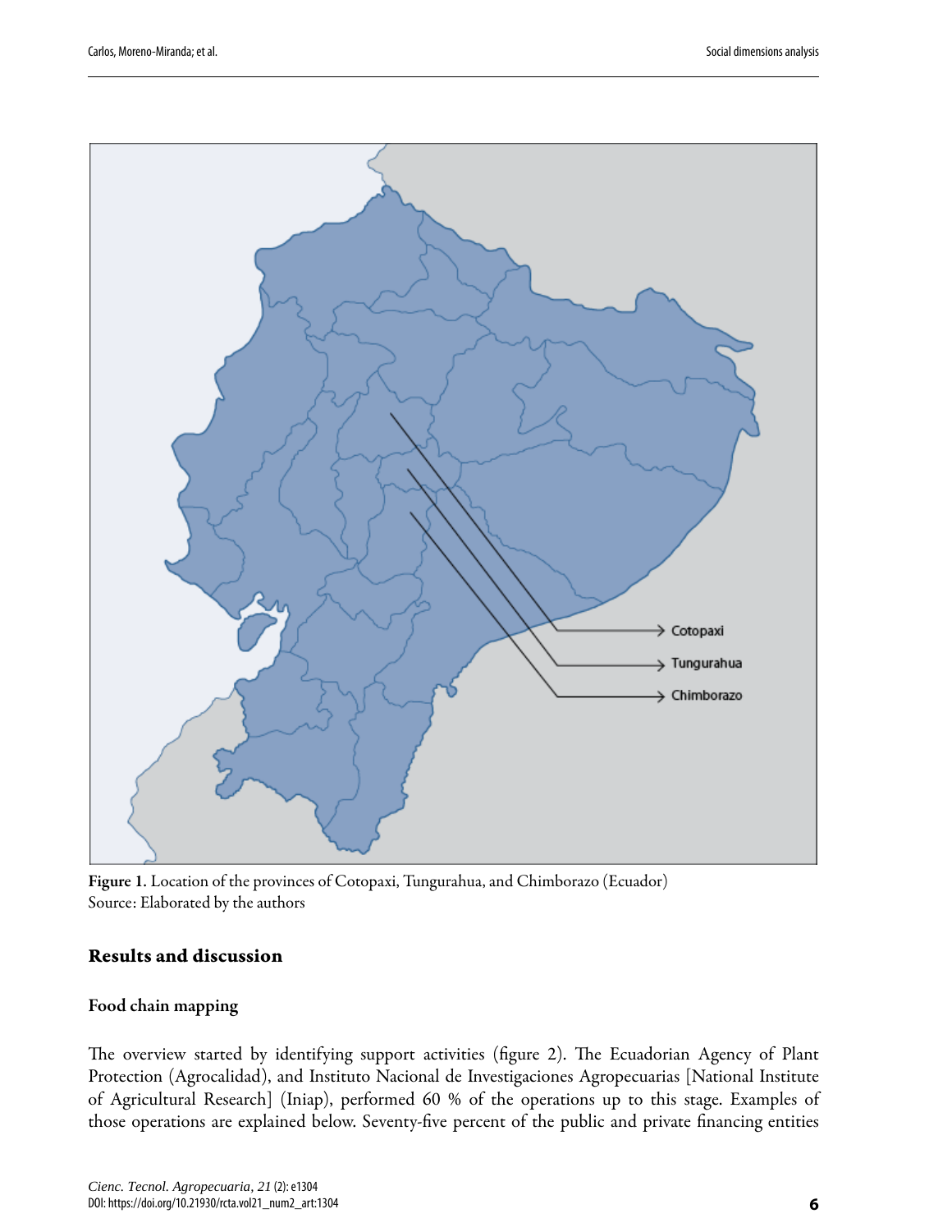Figure 1. Location of the provinces of Cotopaxi, Tungurahua, and Chimborazo (Ecuador)
Source: Elaborated by the authors

## Results and discussion

### Food chain mapping

The overview started by identifying support activities (figure 2). The Ecuadorian Agency of Plant Protection (Agrocalidad), and Instituto Nacional de Investigaciones Agropecuarias [National Institute of Agricultural Research] (Iniap), performed 60 % of the operations up to this stage. Examples of those operations are explained below. Seventy-five percent of the public and private financing entities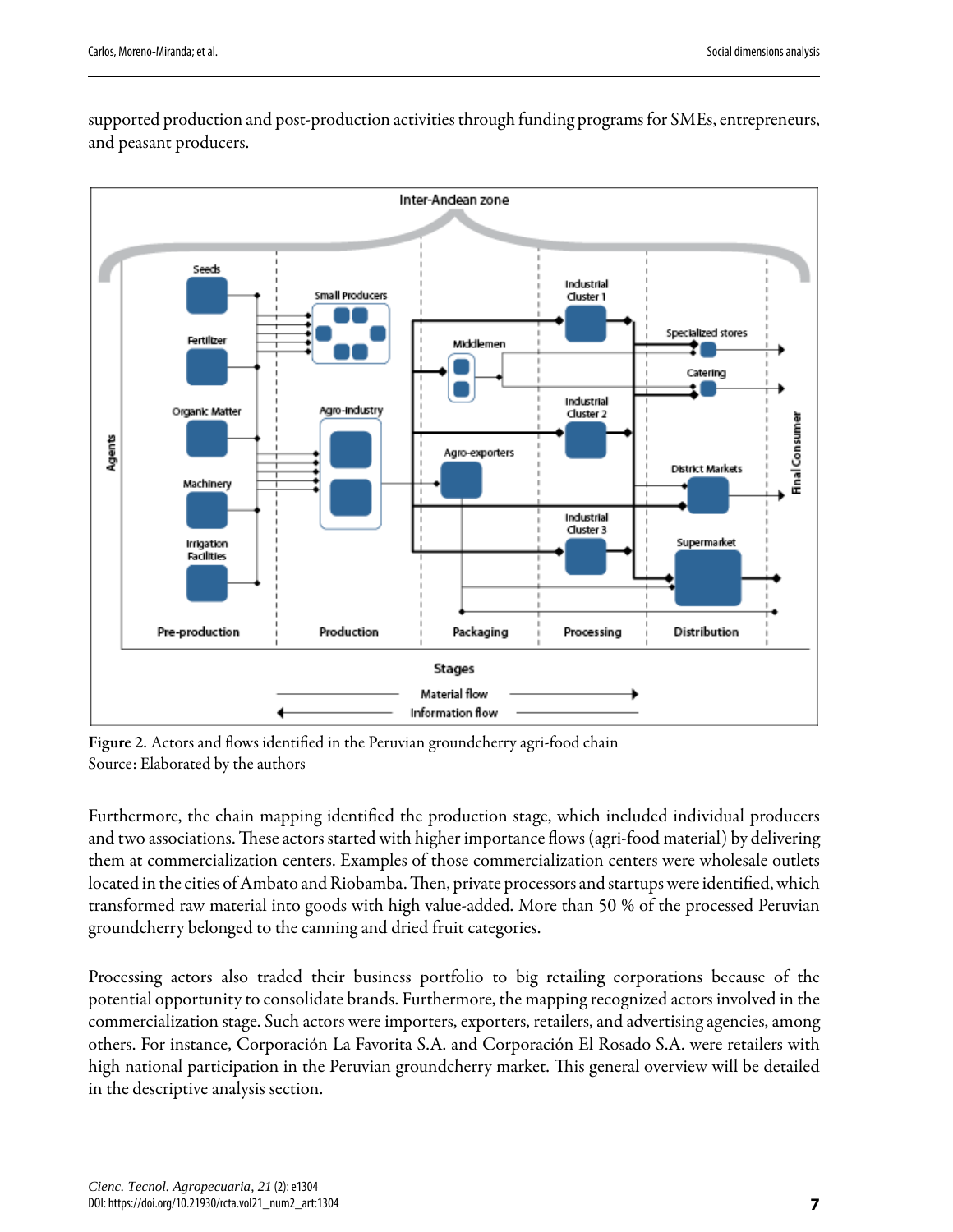supported production and post-production activities through funding programs for SMEs, entrepreneurs, and peasant producers.

**Figure 2.** Actors and flows identified in the Peruvian groundcherry agri-food chain
Source: Elaborated by the authors

Furthermore, the chain mapping identified the production stage, which included individual producers and two associations. These actors started with higher importance flows (agri-food material) by delivering them at commercialization centers. Examples of those commercialization centers were wholesale outlets located in the cities of Ambato and Riobamba. Then, private processors and startups were identified, which transformed raw material into goods with high value-added. More than 50 % of the processed Peruvian groundcherry belonged to the canning and dried fruit categories.

Processing actors also traded their business portfolio to big retailing corporations because of the potential opportunity to consolidate brands. Furthermore, the mapping recognized actors involved in the commercialization stage. Such actors were importers, exporters, retailers, and advertising agencies, among others. For instance, Corporación La Favorita S.A. and Corporación El Rosado S.A. were retailers with high national participation in the Peruvian groundcherry market. This general overview will be detailed in the descriptive analysis section.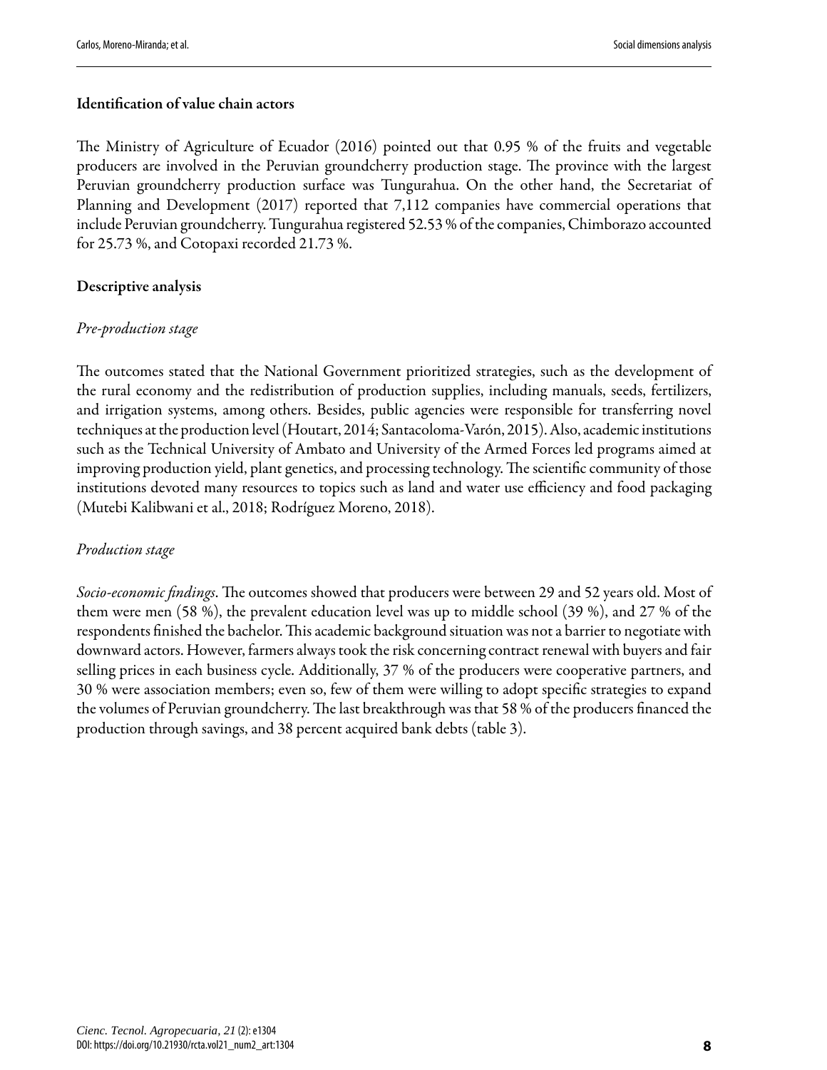### Identification of value chain actors

The Ministry of Agriculture of Ecuador (2016) pointed out that 0.95 % of the fruits and vegetable producers are involved in the Peruvian groundcherry production stage. The province with the largest Peruvian groundcherry production surface was Tungurahua. On the other hand, the Secretariat of Planning and Development (2017) reported that 7,112 companies have commercial operations that include Peruvian groundcherry. Tungurahua registered 52.53 % of the companies, Chimborazo accounted for 25.73 %, and Cotopaxi recorded 21.73 %.

### Descriptive analysis

*Pre-production stage*

The outcomes stated that the National Government prioritized strategies, such as the development of the rural economy and the redistribution of production supplies, including manuals, seeds, fertilizers, and irrigation systems, among others. Besides, public agencies were responsible for transferring novel techniques at the production level (Houtart, 2014; Santacoloma-Varón, 2015). Also, academic institutions such as the Technical University of Ambato and University of the Armed Forces led programs aimed at improving production yield, plant genetics, and processing technology. The scientific community of those institutions devoted many resources to topics such as land and water use efficiency and food packaging (Mutebi Kalibwani et al., 2018; Rodríguez Moreno, 2018).

*Production stage*

*Socio-economic findings*. The outcomes showed that producers were between 29 and 52 years old. Most of them were men (58 %), the prevalent education level was up to middle school (39 %), and 27 % of the respondents finished the bachelor. This academic background situation was not a barrier to negotiate with downward actors. However, farmers always took the risk concerning contract renewal with buyers and fair selling prices in each business cycle. Additionally, 37 % of the producers were cooperative partners, and 30 % were association members; even so, few of them were willing to adopt specific strategies to expand the volumes of Peruvian groundcherry. The last breakthrough was that 58 % of the producers financed the production through savings, and 38 percent acquired bank debts (table 3).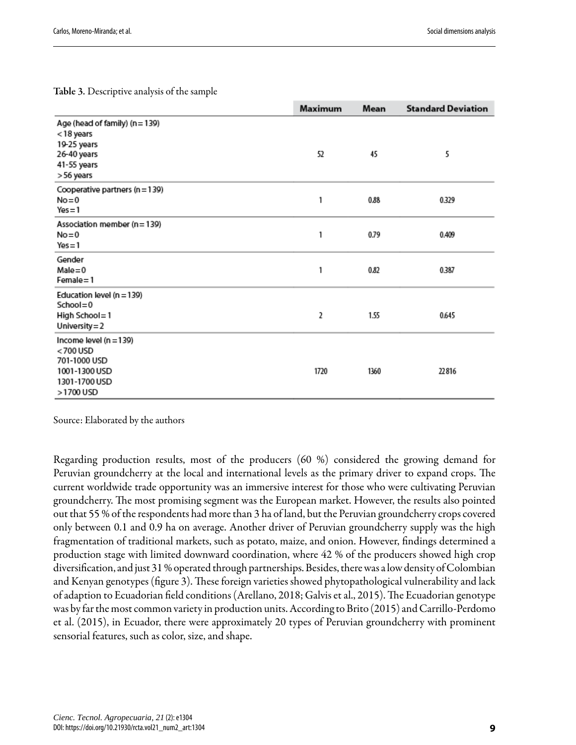**Table 3.** Descriptive analysis of the sample

| | Maximum | Mean | Standard Deviation |
|---|---|---|---|
| Age (head of family) (n = 139)<br>< 18 years<br>19-25 years<br>26-40 years<br>41-55 years<br>> 56 years | 52 | 45 | 5 |
| Cooperative partners (n = 139)<br>No = 0<br>Yes = 1 | 1 | 0.88 | 0.329 |
| Association member (n = 139)<br>No = 0<br>Yes = 1 | 1 | 0.79 | 0.409 |
| Gender<br>Male = 0<br>Female = 1 | 1 | 0.82 | 0.387 |
| Education level (n = 139)<br>School = 0<br>High School = 1<br>University = 2 | 2 | 1.55 | 0.645 |
| Income level (n = 139)<br>< 700 USD<br>701-1000 USD<br>1001-1300 USD<br>1301-1700 USD<br>> 1700 USD | 1720 | 1360 | 22816 |

Source: Elaborated by the authors

Regarding production results, most of the producers (60 %) considered the growing demand for Peruvian groundcherry at the local and international levels as the primary driver to expand crops. The current worldwide trade opportunity was an immersive interest for those who were cultivating Peruvian groundcherry. The most promising segment was the European market. However, the results also pointed out that 55 % of the respondents had more than 3 ha of land, but the Peruvian groundcherry crops covered only between 0.1 and 0.9 ha on average. Another driver of Peruvian groundcherry supply was the high fragmentation of traditional markets, such as potato, maize, and onion. However, findings determined a production stage with limited downward coordination, where 42 % of the producers showed high crop diversification, and just 31 % operated through partnerships. Besides, there was a low density of Colombian and Kenyan genotypes (figure 3). These foreign varieties showed phytopathological vulnerability and lack of adaption to Ecuadorian field conditions (Arellano, 2018; Galvis et al., 2015). The Ecuadorian genotype was by far the most common variety in production units. According to Brito (2015) and Carrillo-Perdomo et al. (2015), in Ecuador, there were approximately 20 types of Peruvian groundcherry with prominent sensorial features, such as color, size, and shape.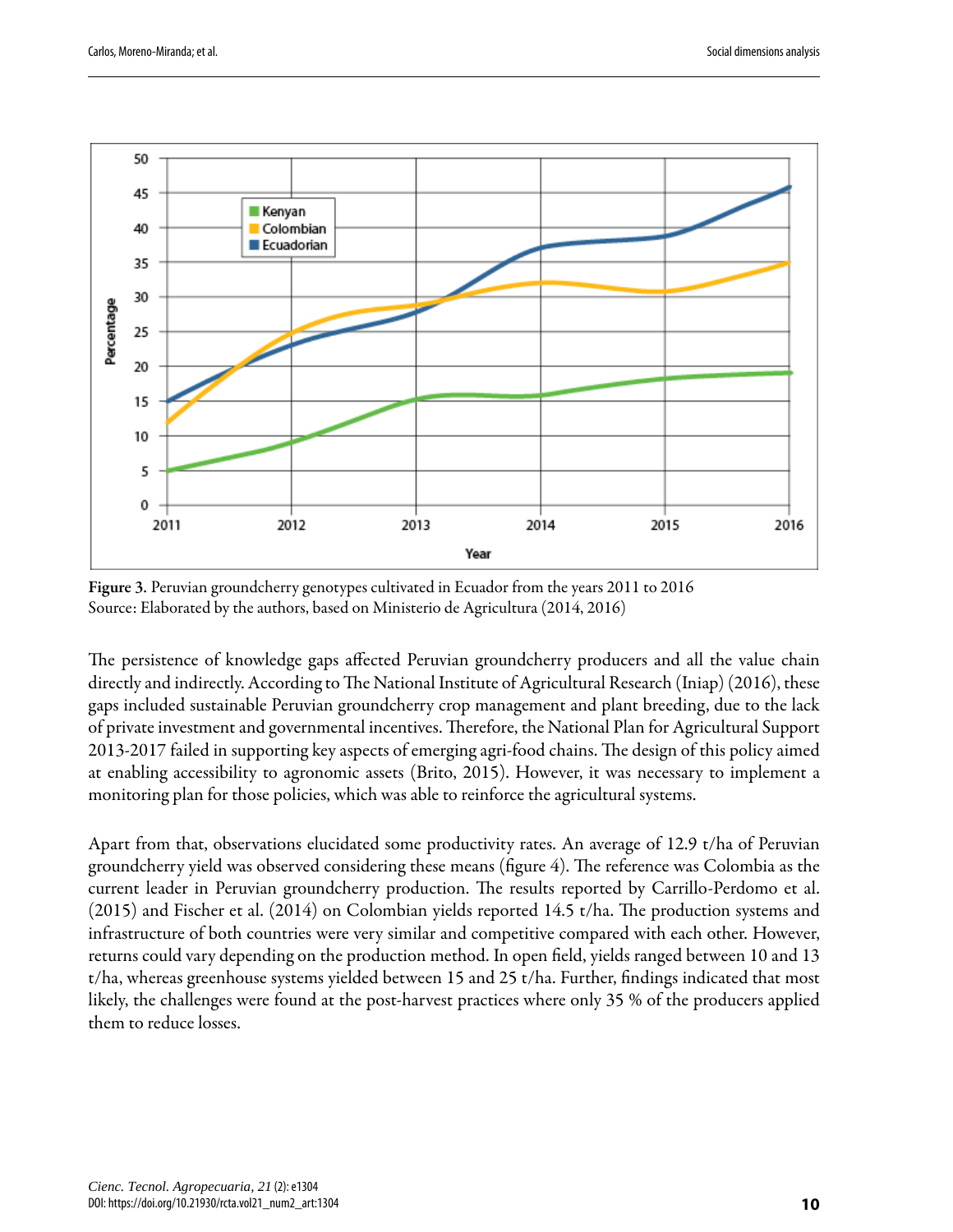Figure 3. Peruvian groundcherry genotypes cultivated in Ecuador from the years 2011 to 2016
Source: Elaborated by the authors, based on Ministerio de Agricultura (2014, 2016)

The persistence of knowledge gaps affected Peruvian groundcherry producers and all the value chain directly and indirectly. According to The National Institute of Agricultural Research (Iniap) (2016), these gaps included sustainable Peruvian groundcherry crop management and plant breeding, due to the lack of private investment and governmental incentives. Therefore, the National Plan for Agricultural Support 2013-2017 failed in supporting key aspects of emerging agri-food chains. The design of this policy aimed at enabling accessibility to agronomic assets (Brito, 2015). However, it was necessary to implement a monitoring plan for those policies, which was able to reinforce the agricultural systems.

Apart from that, observations elucidated some productivity rates. An average of 12.9 t/ha of Peruvian groundcherry yield was observed considering these means (figure 4). The reference was Colombia as the current leader in Peruvian groundcherry production. The results reported by Carrillo-Perdomo et al. (2015) and Fischer et al. (2014) on Colombian yields reported 14.5 t/ha. The production systems and infrastructure of both countries were very similar and competitive compared with each other. However, returns could vary depending on the production method. In open field, yields ranged between 10 and 13 t/ha, whereas greenhouse systems yielded between 15 and 25 t/ha. Further, findings indicated that most likely, the challenges were found at the post-harvest practices where only 35 % of the producers applied them to reduce losses.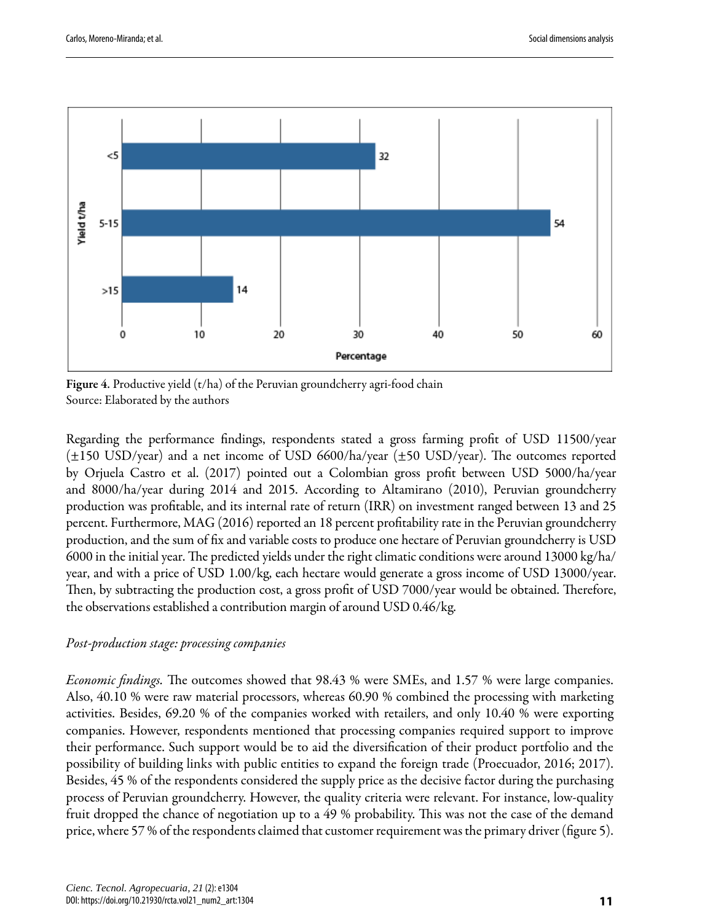Figure 4. Productive yield (t/ha) of the Peruvian groundcherry agri-food chain
Source: Elaborated by the authors

Regarding the performance findings, respondents stated a gross farming profit of USD 11500/year (±150 USD/year) and a net income of USD 6600/ha/year (±50 USD/year). The outcomes reported by Orjuela Castro et al. (2017) pointed out a Colombian gross profit between USD 5000/ha/year and 8000/ha/year during 2014 and 2015. According to Altamirano (2010), Peruvian groundcherry production was profitable, and its internal rate of return (IRR) on investment ranged between 13 and 25 percent. Furthermore, MAG (2016) reported an 18 percent profitability rate in the Peruvian groundcherry production, and the sum of fix and variable costs to produce one hectare of Peruvian groundcherry is USD 6000 in the initial year. The predicted yields under the right climatic conditions were around 13000 kg/ha/year, and with a price of USD 1.00/kg, each hectare would generate a gross income of USD 13000/year. Then, by subtracting the production cost, a gross profit of USD 7000/year would be obtained. Therefore, the observations established a contribution margin of around USD 0.46/kg.

*Post-production stage: processing companies*

*Economic findings.* The outcomes showed that 98.43 % were SMEs, and 1.57 % were large companies. Also, 40.10 % were raw material processors, whereas 60.90 % combined the processing with marketing activities. Besides, 69.20 % of the companies worked with retailers, and only 10.40 % were exporting companies. However, respondents mentioned that processing companies required support to improve their performance. Such support would be to aid the diversification of their product portfolio and the possibility of building links with public entities to expand the foreign trade (Proecuador, 2016; 2017). Besides, 45 % of the respondents considered the supply price as the decisive factor during the purchasing process of Peruvian groundcherry. However, the quality criteria were relevant. For instance, low-quality fruit dropped the chance of negotiation up to a 49 % probability. This was not the case of the demand price, where 57 % of the respondents claimed that customer requirement was the primary driver (figure 5).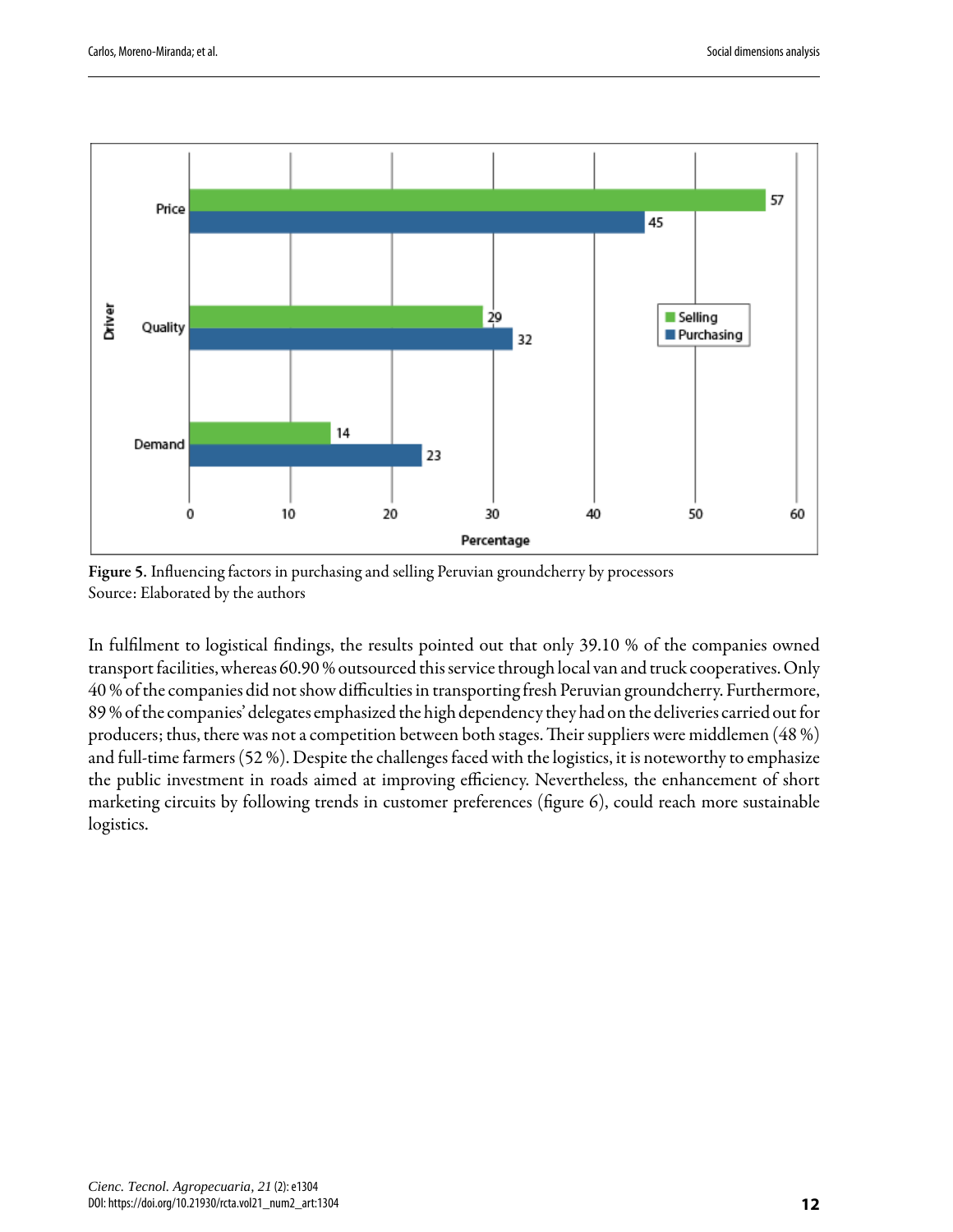Figure 5. Influencing factors in purchasing and selling Peruvian groundcherry by processors
Source: Elaborated by the authors

In fulfilment to logistical findings, the results pointed out that only 39.10 % of the companies owned transport facilities, whereas 60.90 % outsourced this service through local van and truck cooperatives. Only 40 % of the companies did not show difficulties in transporting fresh Peruvian groundcherry. Furthermore, 89 % of the companies' delegates emphasized the high dependency they had on the deliveries carried out for producers; thus, there was not a competition between both stages. Their suppliers were middlemen (48 %) and full-time farmers (52 %). Despite the challenges faced with the logistics, it is noteworthy to emphasize the public investment in roads aimed at improving efficiency. Nevertheless, the enhancement of short marketing circuits by following trends in customer preferences (figure 6), could reach more sustainable logistics.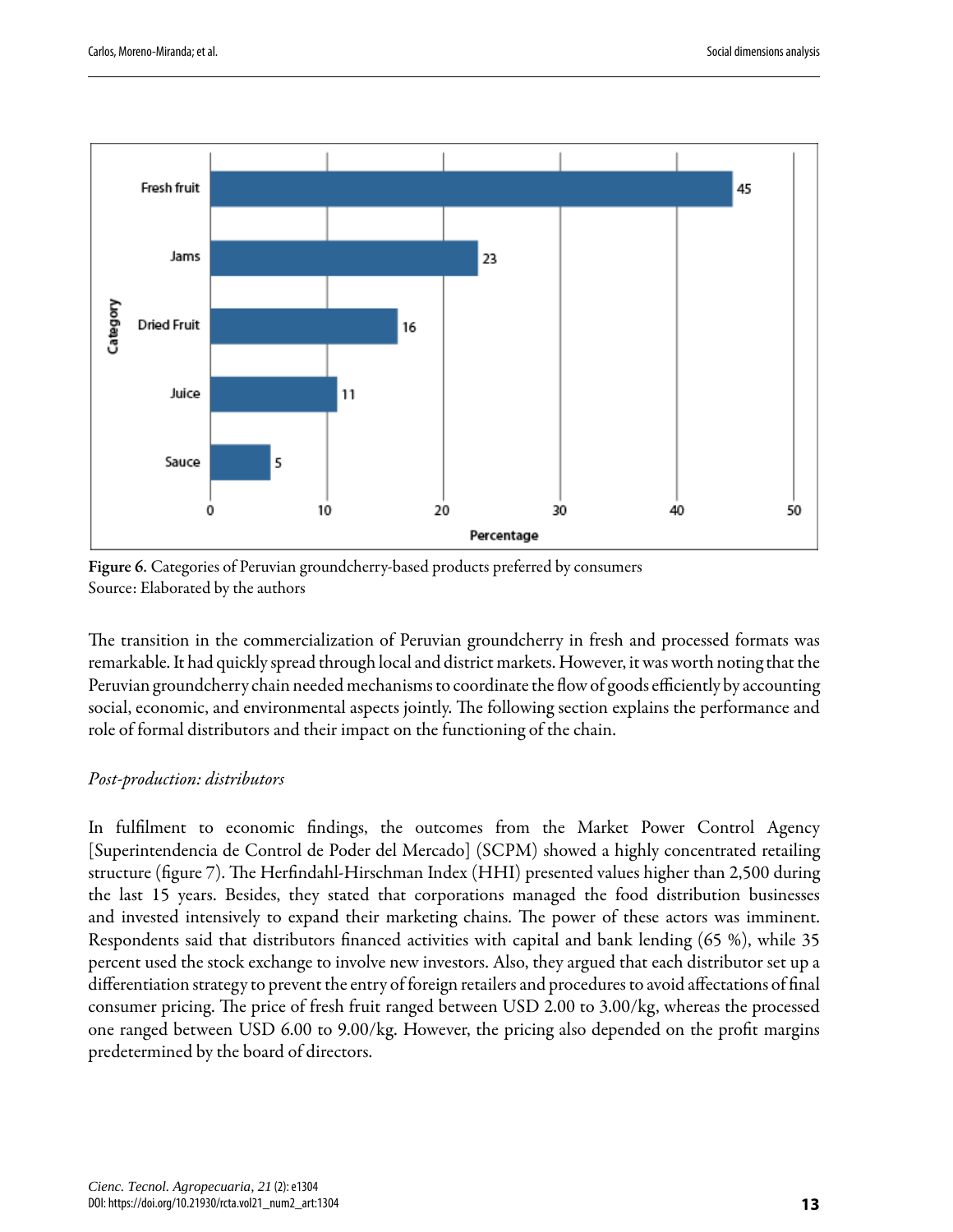Figure 6. Categories of Peruvian groundcherry-based products preferred by consumers
Source: Elaborated by the authors

The transition in the commercialization of Peruvian groundcherry in fresh and processed formats was remarkable. It had quickly spread through local and district markets. However, it was worth noting that the Peruvian groundcherry chain needed mechanisms to coordinate the flow of goods efficiently by accounting social, economic, and environmental aspects jointly. The following section explains the performance and role of formal distributors and their impact on the functioning of the chain.

*Post-production: distributors*

In fulfilment to economic findings, the outcomes from the Market Power Control Agency [Superintendencia de Control de Poder del Mercado] (SCPM) showed a highly concentrated retailing structure (figure 7). The Herfindahl-Hirschman Index (HHI) presented values higher than 2,500 during the last 15 years. Besides, they stated that corporations managed the food distribution businesses and invested intensively to expand their marketing chains. The power of these actors was imminent. Respondents said that distributors financed activities with capital and bank lending (65 %), while 35 percent used the stock exchange to involve new investors. Also, they argued that each distributor set up a differentiation strategy to prevent the entry of foreign retailers and procedures to avoid affectations of final consumer pricing. The price of fresh fruit ranged between USD 2.00 to 3.00/kg, whereas the processed one ranged between USD 6.00 to 9.00/kg. However, the pricing also depended on the profit margins predetermined by the board of directors.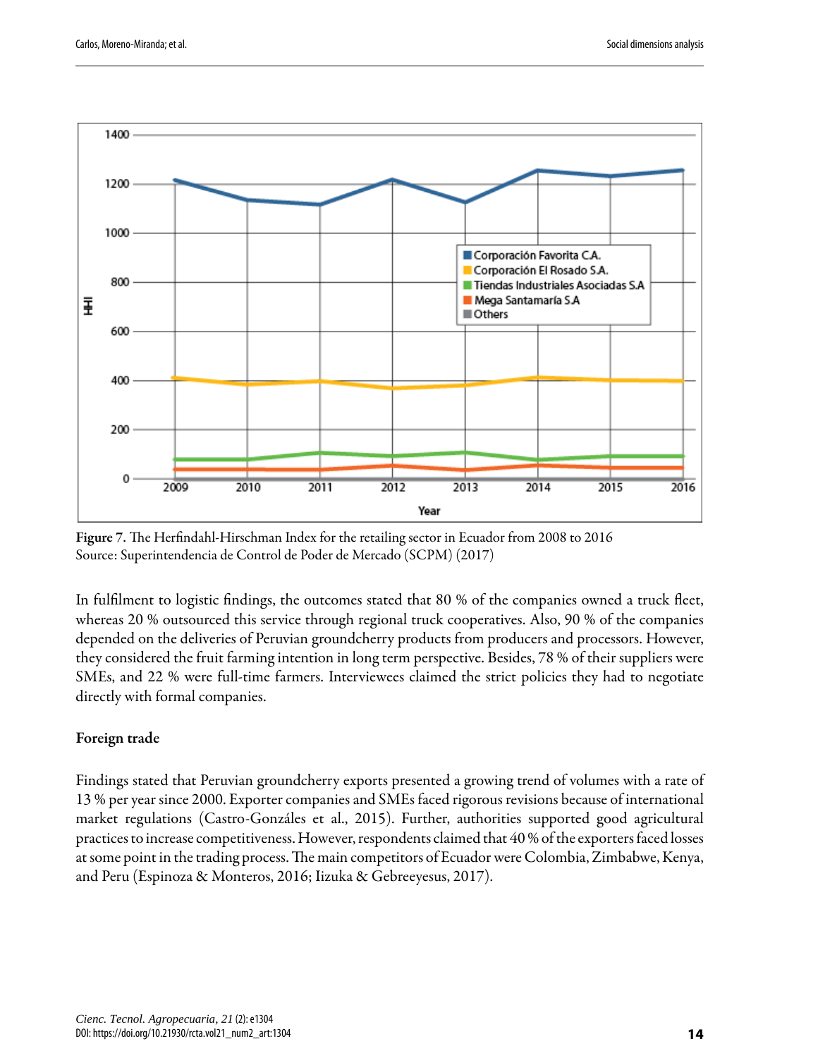Figure 7. The Herfindahl-Hirschman Index for the retailing sector in Ecuador from 2008 to 2016
Source: Superintendencia de Control de Poder de Mercado (SCPM) (2017)

In fulfilment to logistic findings, the outcomes stated that 80 % of the companies owned a truck fleet, whereas 20 % outsourced this service through regional truck cooperatives. Also, 90 % of the companies depended on the deliveries of Peruvian groundcherry products from producers and processors. However, they considered the fruit farming intention in long term perspective. Besides, 78 % of their suppliers were SMEs, and 22 % were full-time farmers. Interviewees claimed the strict policies they had to negotiate directly with formal companies.

## Foreign trade

Findings stated that Peruvian groundcherry exports presented a growing trend of volumes with a rate of 13 % per year since 2000. Exporter companies and SMEs faced rigorous revisions because of international market regulations (Castro-Gonzáles et al., 2015). Further, authorities supported good agricultural practices to increase competitiveness. However, respondents claimed that 40 % of the exporters faced losses at some point in the trading process. The main competitors of Ecuador were Colombia, Zimbabwe, Kenya, and Peru (Espinoza & Monteros, 2016; Iizuka & Gebreeyesus, 2017).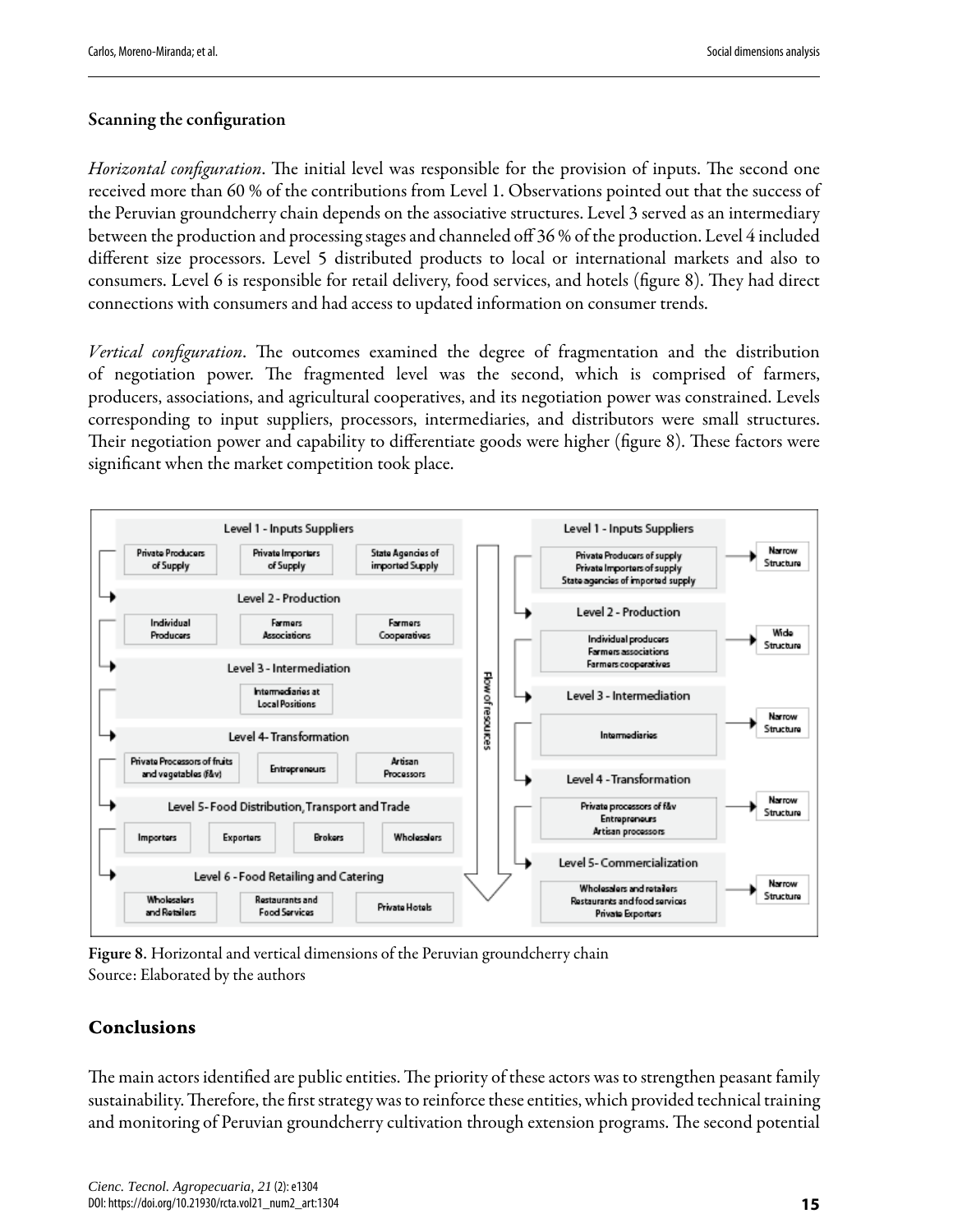### Scanning the configuration

*Horizontal configuration*. The initial level was responsible for the provision of inputs. The second one received more than 60 % of the contributions from Level 1. Observations pointed out that the success of the Peruvian groundcherry chain depends on the associative structures. Level 3 served as an intermediary between the production and processing stages and channeled off 36 % of the production. Level 4 included different size processors. Level 5 distributed products to local or international markets and also to consumers. Level 6 is responsible for retail delivery, food services, and hotels (figure 8). They had direct connections with consumers and had access to updated information on consumer trends.

*Vertical configuration*. The outcomes examined the degree of fragmentation and the distribution of negotiation power. The fragmented level was the second, which is comprised of farmers, producers, associations, and agricultural cooperatives, and its negotiation power was constrained. Levels corresponding to input suppliers, processors, intermediaries, and distributors were small structures. Their negotiation power and capability to differentiate goods were higher (figure 8). These factors were significant when the market competition took place.

**Figure 8.** Horizontal and vertical dimensions of the Peruvian groundcherry chain
Source: Elaborated by the authors

## Conclusions

The main actors identified are public entities. The priority of these actors was to strengthen peasant family sustainability. Therefore, the first strategy was to reinforce these entities, which provided technical training and monitoring of Peruvian groundcherry cultivation through extension programs. The second potential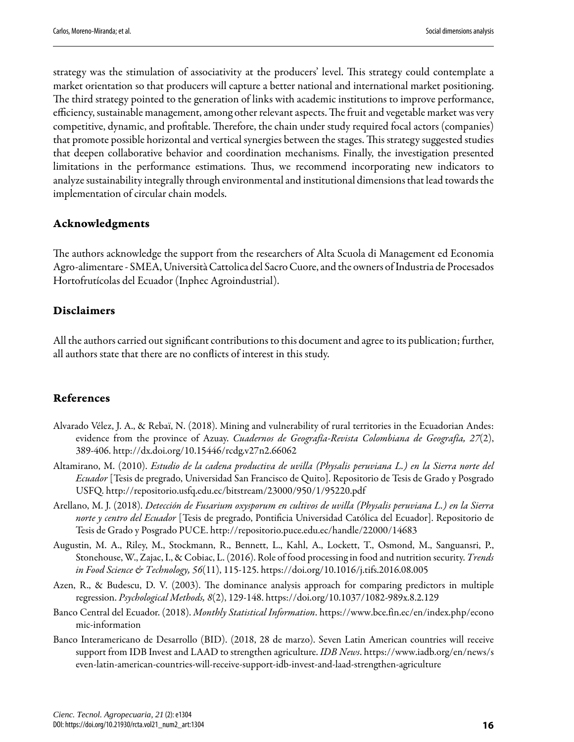strategy was the stimulation of associativity at the producers' level. This strategy could contemplate a market orientation so that producers will capture a better national and international market positioning. The third strategy pointed to the generation of links with academic institutions to improve performance, efficiency, sustainable management, among other relevant aspects. The fruit and vegetable market was very competitive, dynamic, and profitable. Therefore, the chain under study required focal actors (companies) that promote possible horizontal and vertical synergies between the stages. This strategy suggested studies that deepen collaborative behavior and coordination mechanisms. Finally, the investigation presented limitations in the performance estimations. Thus, we recommend incorporating new indicators to analyze sustainability integrally through environmental and institutional dimensions that lead towards the implementation of circular chain models.

## Acknowledgments

The authors acknowledge the support from the researchers of Alta Scuola di Management ed Economia Agro-alimentare - SMEA, Università Cattolica del Sacro Cuore, and the owners of Industria de Procesados Hortofrutícolas del Ecuador (Inphec Agroindustrial).

## Disclaimers

All the authors carried out significant contributions to this document and agree to its publication; further, all authors state that there are no conflicts of interest in this study.

## References

Alvarado Vélez, J. A., & Rebaï, N. (2018). Mining and vulnerability of rural territories in the Ecuadorian Andes: evidence from the province of Azuay. *Cuadernos de Geografía-Revista Colombiana de Geografía, 27*(2), 389-406. http://dx.doi.org/10.15446/rcdg.v27n2.66062

Altamirano, M. (2010). *Estudio de la cadena productiva de uvilla (Physalis peruviana L.) en la Sierra norte del Ecuador* [Tesis de pregrado, Universidad San Francisco de Quito]. Repositorio de Tesis de Grado y Posgrado USFQ. http://repositorio.usfq.edu.ec/bitstream/23000/950/1/95220.pdf

Arellano, M. J. (2018). *Detección de Fusarium oxysporum en cultivos de uvilla (Physalis peruviana L.) en la Sierra norte y centro del Ecuador* [Tesis de pregrado, Pontificia Universidad Católica del Ecuador]. Repositorio de Tesis de Grado y Posgrado PUCE. http://repositorio.puce.edu.ec/handle/22000/14683

Augustin, M. A., Riley, M., Stockmann, R., Bennett, L., Kahl, A., Lockett, T., Osmond, M., Sanguansri, P., Stonehouse, W., Zajac, I., & Cobiac, L. (2016). Role of food processing in food and nutrition security. *Trends in Food Science & Technology, 56*(11), 115-125. https://doi.org/10.1016/j.tifs.2016.08.005

Azen, R., & Budescu, D. V. (2003). The dominance analysis approach for comparing predictors in multiple regression. *Psychological Methods, 8*(2), 129-148. https://doi.org/10.1037/1082-989x.8.2.129

Banco Central del Ecuador. (2018). *Monthly Statistical Information*. https://www.bce.fin.ec/en/index.php/economic-information

Banco Interamericano de Desarrollo (BID). (2018, 28 de marzo). Seven Latin American countries will receive support from IDB Invest and LAAD to strengthen agriculture. *IDB News*. https://www.iadb.org/en/news/seven-latin-american-countries-will-receive-support-idb-invest-and-laad-strengthen-agriculture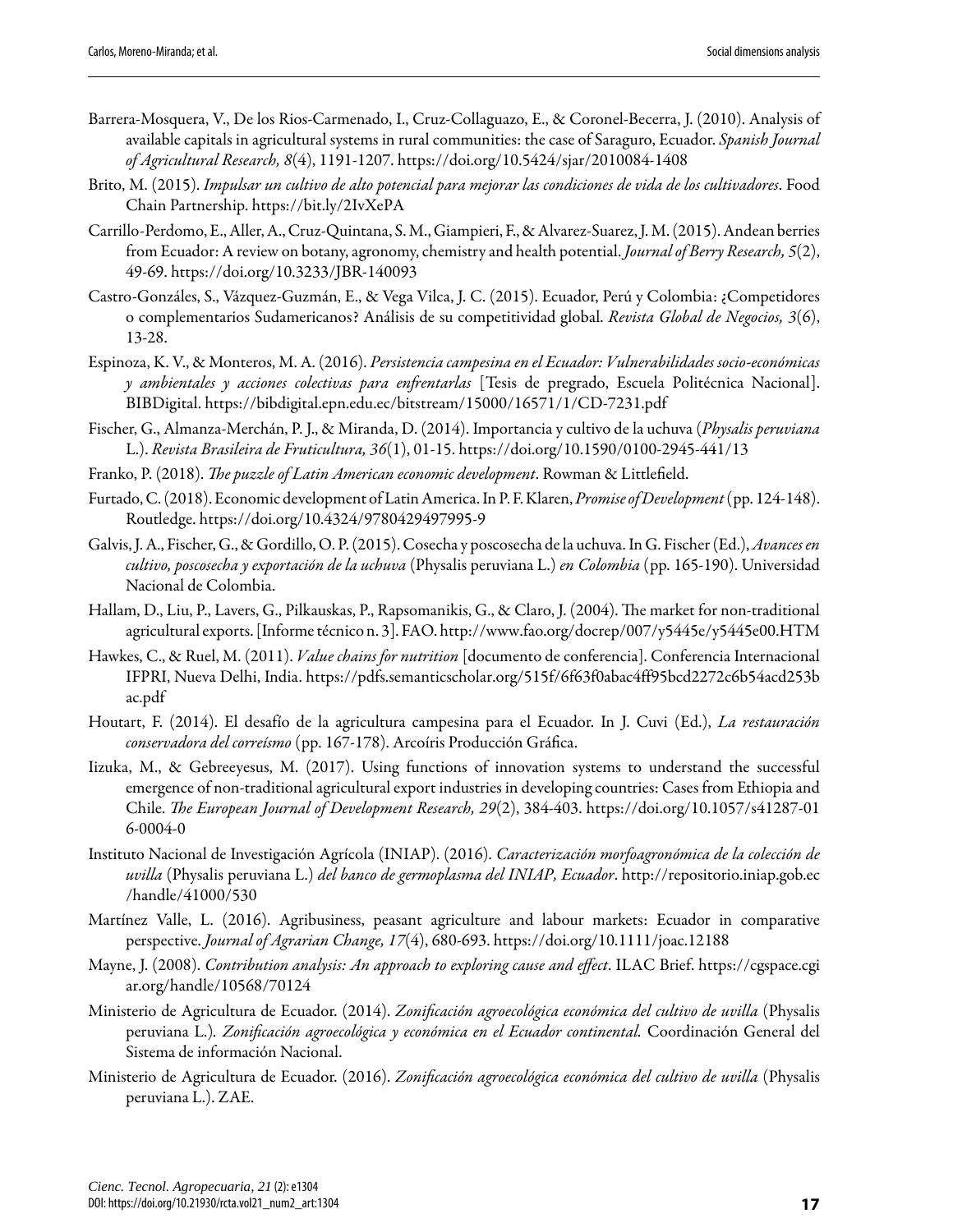Barrera-Mosquera, V., De los Rios-Carmenado, I., Cruz-Collaguazo, E., & Coronel-Becerra, J. (2010). Analysis of available capitals in agricultural systems in rural communities: the case of Saraguro, Ecuador. *Spanish Journal of Agricultural Research, 8*(4), 1191-1207. https://doi.org/10.5424/sjar/2010084-1408

Brito, M. (2015). *Impulsar un cultivo de alto potencial para mejorar las condiciones de vida de los cultivadores*. Food Chain Partnership. https://bit.ly/2IvXePA

Carrillo-Perdomo, E., Aller, A., Cruz-Quintana, S. M., Giampieri, F., & Alvarez-Suarez, J. M. (2015). Andean berries from Ecuador: A review on botany, agronomy, chemistry and health potential. *Journal of Berry Research, 5*(2), 49-69. https://doi.org/10.3233/JBR-140093

Castro-Gonzáles, S., Vázquez-Guzmán, E., & Vega Vilca, J. C. (2015). Ecuador, Perú y Colombia: ¿Competidores o complementarios Sudamericanos? Análisis de su competitividad global. *Revista Global de Negocios, 3*(6), 13-28.

Espinoza, K. V., & Monteros, M. A. (2016). *Persistencia campesina en el Ecuador: Vulnerabilidades socio-económicas y ambientales y acciones colectivas para enfrentarlas* [Tesis de pregrado, Escuela Politécnica Nacional]. BIBDigital. https://bibdigital.epn.edu.ec/bitstream/15000/16571/1/CD-7231.pdf

Fischer, G., Almanza-Merchán, P. J., & Miranda, D. (2014). Importancia y cultivo de la uchuva (*Physalis peruviana* L.). *Revista Brasileira de Fruticultura, 36*(1), 01-15. https://doi.org/10.1590/0100-2945-441/13

Franko, P. (2018). *The puzzle of Latin American economic development*. Rowman & Littlefield.

Furtado, C. (2018). Economic development of Latin America. In P. F. Klaren, *Promise of Development* (pp. 124-148). Routledge. https://doi.org/10.4324/9780429497995-9

Galvis, J. A., Fischer, G., & Gordillo, O. P. (2015). Cosecha y poscosecha de la uchuva. In G. Fischer (Ed.), *Avances en cultivo, poscosecha y exportación de la uchuva* (Physalis peruviana L.) *en Colombia* (pp. 165-190). Universidad Nacional de Colombia.

Hallam, D., Liu, P., Lavers, G., Pilkauskas, P., Rapsomanikis, G., & Claro, J. (2004). The market for non-traditional agricultural exports. [Informe técnico n. 3]. FAO. http://www.fao.org/docrep/007/y5445e/y5445e00.HTM

Hawkes, C., & Ruel, M. (2011). *Value chains for nutrition* [documento de conferencia]. Conferencia Internacional IFPRI, Nueva Delhi, India. https://pdfs.semanticscholar.org/515f/6f63f0abac4ff95bcd2272c6b54acd253bac.pdf

Houtart, F. (2014). El desafío de la agricultura campesina para el Ecuador. In J. Cuvi (Ed.), *La restauración conservadora del correísmo* (pp. 167-178). Arcoíris Producción Gráfica.

Iizuka, M., & Gebreeyesus, M. (2017). Using functions of innovation systems to understand the successful emergence of non-traditional agricultural export industries in developing countries: Cases from Ethiopia and Chile. *The European Journal of Development Research, 29*(2), 384-403. https://doi.org/10.1057/s41287-016-0004-0

Instituto Nacional de Investigación Agrícola (INIAP). (2016). *Caracterización morfoagronómica de la colección de uvilla* (Physalis peruviana L.) *del banco de germoplasma del INIAP, Ecuador*. http://repositorio.iniap.gob.ec/handle/41000/530

Martínez Valle, L. (2016). Agribusiness, peasant agriculture and labour markets: Ecuador in comparative perspective. *Journal of Agrarian Change, 17*(4), 680-693. https://doi.org/10.1111/joac.12188

Mayne, J. (2008). *Contribution analysis: An approach to exploring cause and effect*. ILAC Brief. https://cgspace.cgiar.org/handle/10568/70124

Ministerio de Agricultura de Ecuador. (2014). *Zonificación agroecológica económica del cultivo de uvilla* (Physalis peruviana L.). *Zonificación agroecológica y económica en el Ecuador continental.* Coordinación General del Sistema de información Nacional.

Ministerio de Agricultura de Ecuador. (2016). *Zonificación agroecológica económica del cultivo de uvilla* (Physalis peruviana L.). ZAE.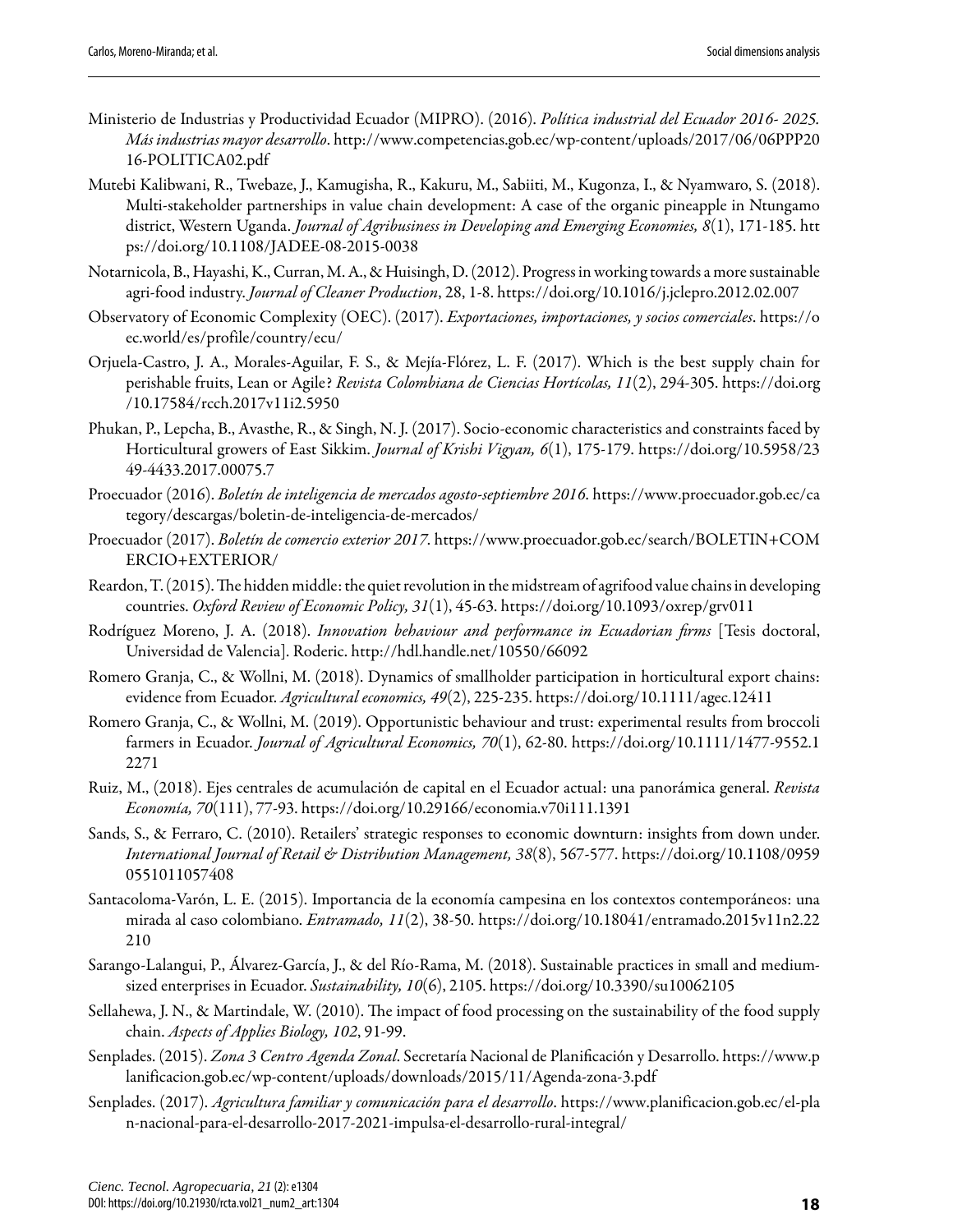Ministerio de Industrias y Productividad Ecuador (MIPRO). (2016). *Política industrial del Ecuador 2016- 2025. Más industrias mayor desarrollo*. http://www.competencias.gob.ec/wp-content/uploads/2017/06/06PPP2016-POLITICA02.pdf

Mutebi Kalibwani, R., Twebaze, J., Kamugisha, R., Kakuru, M., Sabiiti, M., Kugonza, I., & Nyamwaro, S. (2018). Multi-stakeholder partnerships in value chain development: A case of the organic pineapple in Ntungamo district, Western Uganda. *Journal of Agribusiness in Developing and Emerging Economies, 8*(1), 171-185. https://doi.org/10.1108/JADEE-08-2015-0038

Notarnicola, B., Hayashi, K., Curran, M. A., & Huisingh, D. (2012). Progress in working towards a more sustainable agri-food industry. *Journal of Cleaner Production*, 28, 1-8. https://doi.org/10.1016/j.jclepro.2012.02.007

Observatory of Economic Complexity (OEC). (2017). *Exportaciones, importaciones, y socios comerciales*. https://oec.world/es/profile/country/ecu/

Orjuela-Castro, J. A., Morales-Aguilar, F. S., & Mejía-Flórez, L. F. (2017). Which is the best supply chain for perishable fruits, Lean or Agile? *Revista Colombiana de Ciencias Hortícolas, 11*(2), 294-305. https://doi.org/10.17584/rcch.2017v11i2.5950

Phukan, P., Lepcha, B., Avasthe, R., & Singh, N. J. (2017). Socio-economic characteristics and constraints faced by Horticultural growers of East Sikkim. *Journal of Krishi Vigyan, 6*(1), 175-179. https://doi.org/10.5958/2349-4433.2017.00075.7

Proecuador (2016). *Boletín de inteligencia de mercados agosto-septiembre 2016*. https://www.proecuador.gob.ec/category/descargas/boletin-de-inteligencia-de-mercados/

Proecuador (2017). *Boletín de comercio exterior 2017*. https://www.proecuador.gob.ec/search/BOLETIN+COMERCIO+EXTERIOR/

Reardon, T. (2015). The hidden middle: the quiet revolution in the midstream of agrifood value chains in developing countries. *Oxford Review of Economic Policy, 31*(1), 45-63. https://doi.org/10.1093/oxrep/grv011

Rodríguez Moreno, J. A. (2018). *Innovation behaviour and performance in Ecuadorian firms* [Tesis doctoral, Universidad de Valencia]. Roderic. http://hdl.handle.net/10550/66092

Romero Granja, C., & Wollni, M. (2018). Dynamics of smallholder participation in horticultural export chains: evidence from Ecuador. *Agricultural economics, 49*(2), 225-235. https://doi.org/10.1111/agec.12411

Romero Granja, C., & Wollni, M. (2019). Opportunistic behaviour and trust: experimental results from broccoli farmers in Ecuador. *Journal of Agricultural Economics, 70*(1), 62-80. https://doi.org/10.1111/1477-9552.12271

Ruiz, M., (2018). Ejes centrales de acumulación de capital en el Ecuador actual: una panorámica general. *Revista Economía, 70*(111), 77-93. https://doi.org/10.29166/economia.v70i111.1391

Sands, S., & Ferraro, C. (2010). Retailers' strategic responses to economic downturn: insights from down under. *International Journal of Retail & Distribution Management, 38*(8), 567-577. https://doi.org/10.1108/09590551011057408

Santacoloma-Varón, L. E. (2015). Importancia de la economía campesina en los contextos contemporáneos: una mirada al caso colombiano. *Entramado, 11*(2), 38-50. https://doi.org/10.18041/entramado.2015v11n2.22210

Sarango-Lalangui, P., Álvarez-García, J., & del Río-Rama, M. (2018). Sustainable practices in small and medium-sized enterprises in Ecuador. *Sustainability, 10*(6), 2105. https://doi.org/10.3390/su10062105

Sellahewa, J. N., & Martindale, W. (2010). The impact of food processing on the sustainability of the food supply chain. *Aspects of Applies Biology, 102*, 91-99.

Senplades. (2015). *Zona 3 Centro Agenda Zonal*. Secretaría Nacional de Planificación y Desarrollo. https://www.planificacion.gob.ec/wp-content/uploads/downloads/2015/11/Agenda-zona-3.pdf

Senplades. (2017). *Agricultura familiar y comunicación para el desarrollo*. https://www.planificacion.gob.ec/el-plan-nacional-para-el-desarrollo-2017-2021-impulsa-el-desarrollo-rural-integral/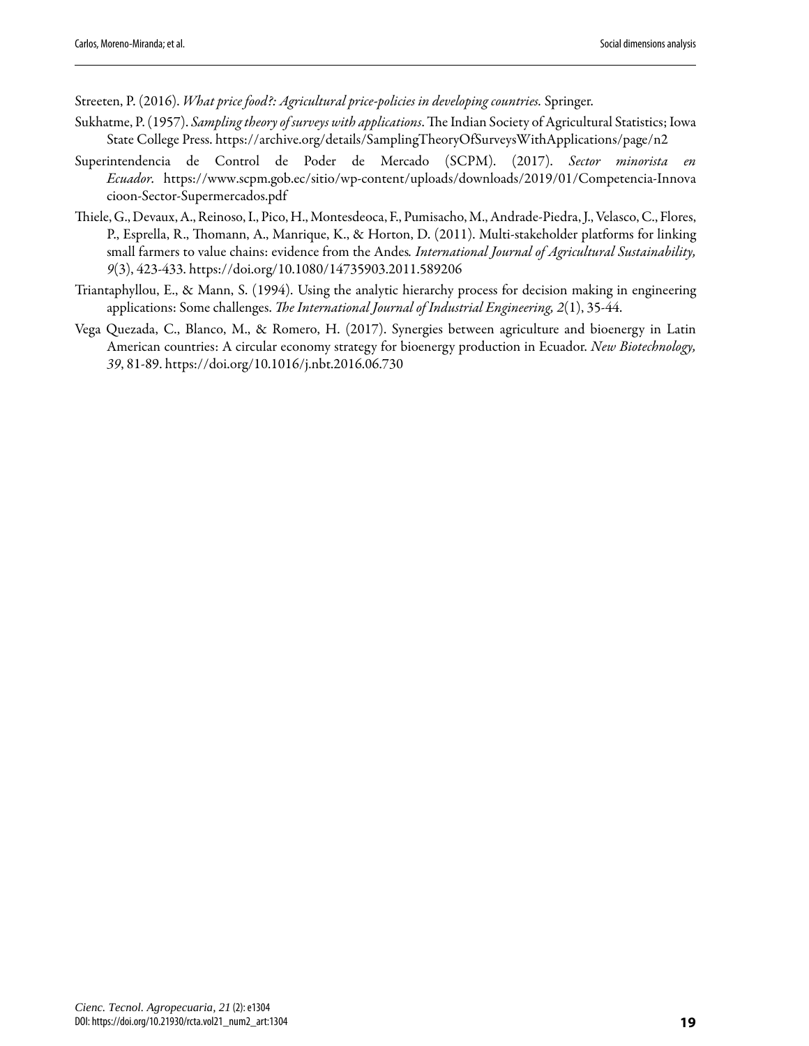Streeten, P. (2016). *What price food?: Agricultural price-policies in developing countries.* Springer.

Sukhatme, P. (1957). *Sampling theory of surveys with applications*. The Indian Society of Agricultural Statistics; Iowa State College Press. https://archive.org/details/SamplingTheoryOfSurveysWithApplications/page/n2

Superintendencia de Control de Poder de Mercado (SCPM). (2017). *Sector minorista en Ecuador*. https://www.scpm.gob.ec/sitio/wp-content/uploads/downloads/2019/01/Competencia-Innovacioon-Sector-Supermercados.pdf

Thiele, G., Devaux, A., Reinoso, I., Pico, H., Montesdeoca, F., Pumisacho, M., Andrade-Piedra, J., Velasco, C., Flores, P., Esprella, R., Thomann, A., Manrique, K., & Horton, D. (2011). Multi-stakeholder platforms for linking small farmers to value chains: evidence from the Andes. *International Journal of Agricultural Sustainability, 9*(3), 423-433. https://doi.org/10.1080/14735903.2011.589206

Triantaphyllou, E., & Mann, S. (1994). Using the analytic hierarchy process for decision making in engineering applications: Some challenges. *The International Journal of Industrial Engineering, 2*(1), 35-44.

Vega Quezada, C., Blanco, M., & Romero, H. (2017). Synergies between agriculture and bioenergy in Latin American countries: A circular economy strategy for bioenergy production in Ecuador. *New Biotechnology, 39*, 81-89. https://doi.org/10.1016/j.nbt.2016.06.730